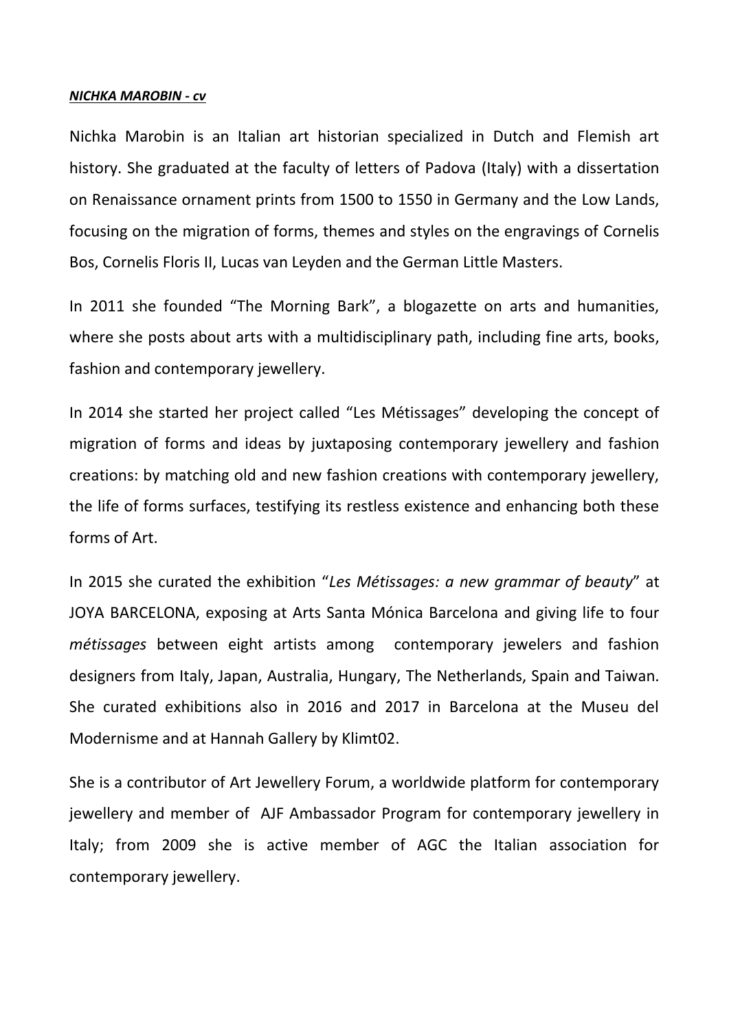***<u>NICHKA MAROBIN - cv</u>***

Nichka Marobin is an Italian art historian specialized in Dutch and Flemish art history. She graduated at the faculty of letters of Padova (Italy) with a dissertation on Renaissance ornament prints from 1500 to 1550 in Germany and the Low Lands, focusing on the migration of forms, themes and styles on the engravings of Cornelis Bos, Cornelis Floris II, Lucas van Leyden and the German Little Masters.

In 2011 she founded "The Morning Bark", a blogazette on arts and humanities, where she posts about arts with a multidisciplinary path, including fine arts, books, fashion and contemporary jewellery.

In 2014 she started her project called "Les Métissages" developing the concept of migration of forms and ideas by juxtaposing contemporary jewellery and fashion creations: by matching old and new fashion creations with contemporary jewellery, the life of forms surfaces, testifying its restless existence and enhancing both these forms of Art.

In 2015 she curated the exhibition "*Les Métissages: a new grammar of beauty*" at JOYA BARCELONA, exposing at Arts Santa Mónica Barcelona and giving life to four *métissages* between eight artists among contemporary jewelers and fashion designers from Italy, Japan, Australia, Hungary, The Netherlands, Spain and Taiwan. She curated exhibitions also in 2016 and 2017 in Barcelona at the Museu del Modernisme and at Hannah Gallery by Klimt02.

She is a contributor of Art Jewellery Forum, a worldwide platform for contemporary jewellery and member of AJF Ambassador Program for contemporary jewellery in Italy; from 2009 she is active member of AGC the Italian association for contemporary jewellery.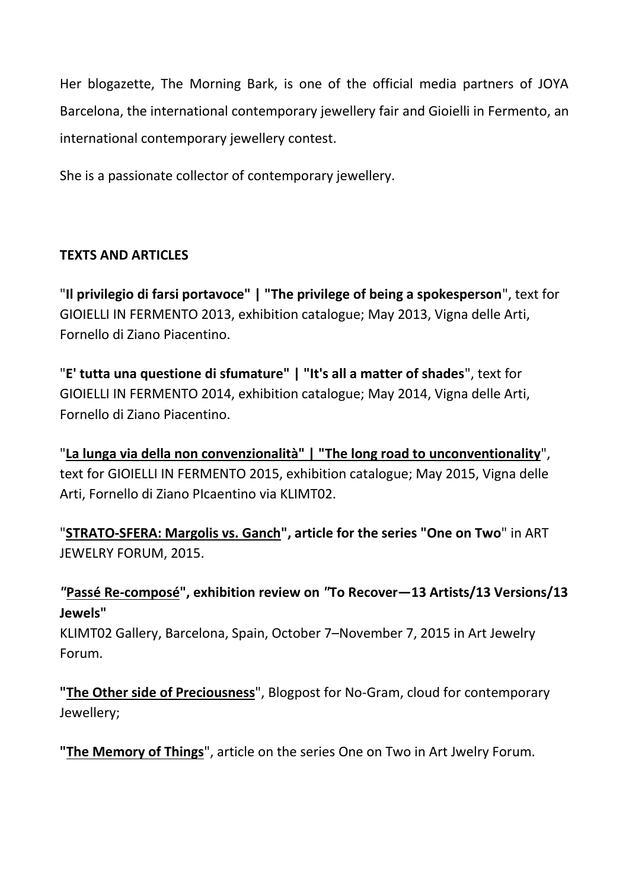Her blogazette, The Morning Bark, is one of the official media partners of JOYA Barcelona, the international contemporary jewellery fair and Gioielli in Fermento, an international contemporary jewellery contest.

She is a passionate collector of contemporary jewellery.

**TEXTS AND ARTICLES**

"**Il privilegio di farsi portavoce" | "The privilege of being a spokesperson**", text for GIOIELLI IN FERMENTO 2013, exhibition catalogue; May 2013, Vigna delle Arti, Fornello di Ziano Piacentino.

"**E' tutta una questione di sfumature" | "It's all a matter of shades**", text for GIOIELLI IN FERMENTO 2014, exhibition catalogue; May 2014, Vigna delle Arti, Fornello di Ziano Piacentino.

"**La lunga via della non convenzionalità" | "The long road to unconventionality**", text for GIOIELLI IN FERMENTO 2015, exhibition catalogue; May 2015, Vigna delle Arti, Fornello di Ziano PIcaentino via KLIMT02.

"**STRATO-SFERA: Margolis vs. Ganch", article for the series "One on Two**" in ART JEWELRY FORUM, 2015.

***"*Passé Re-composé", exhibition review on *"*To Recover—13 Artists/13 Versions/13 Jewels"**
KLIMT02 Gallery, Barcelona, Spain, October 7–November 7, 2015 in Art Jewelry Forum.

**"The Other side of Preciousness**", Blogpost for No-Gram, cloud for contemporary Jewellery;

**"The Memory of Things**", article on the series One on Two in Art Jwelry Forum.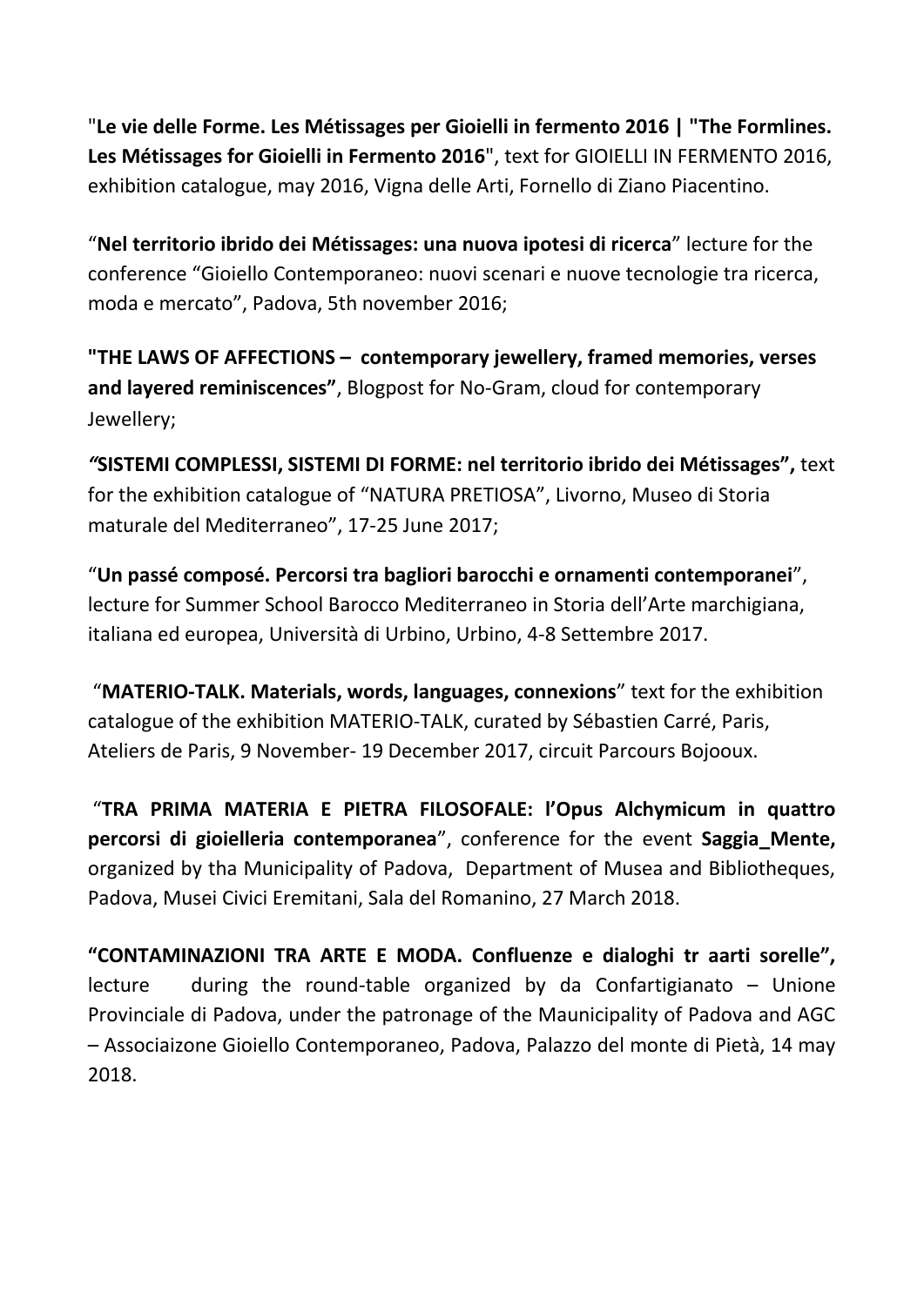"**Le vie delle Forme. Les Métissages per Gioielli in fermento 2016 | "The Formlines. Les Métissages for Gioielli in Fermento 2016**", text for GIOIELLI IN FERMENTO 2016, exhibition catalogue, may 2016, Vigna delle Arti, Fornello di Ziano Piacentino.

"**Nel territorio ibrido dei Métissages: una nuova ipotesi di ricerca**" lecture for the conference "Gioiello Contemporaneo: nuovi scenari e nuove tecnologie tra ricerca, moda e mercato", Padova, 5th november 2016;

**"THE LAWS OF AFFECTIONS – contemporary jewellery, framed memories, verses and layered reminiscences"**, Blogpost for No-Gram, cloud for contemporary Jewellery;

***"*SISTEMI COMPLESSI, SISTEMI DI FORME: nel territorio ibrido dei Métissages",** text for the exhibition catalogue of "NATURA PRETIOSA", Livorno, Museo di Storia maturale del Mediterraneo", 17-25 June 2017;

"**Un passé composé. Percorsi tra bagliori barocchi e ornamenti contemporanei**", lecture for Summer School Barocco Mediterraneo in Storia dell'Arte marchigiana, italiana ed europea, Università di Urbino, Urbino, 4-8 Settembre 2017.

"**MATERIO-TALK. Materials, words, languages, connexions**" text for the exhibition catalogue of the exhibition MATERIO-TALK, curated by Sébastien Carré, Paris, Ateliers de Paris, 9 November- 19 December 2017, circuit Parcours Bojooux.

"**TRA PRIMA MATERIA E PIETRA FILOSOFALE: l'Opus Alchymicum in quattro percorsi di gioielleria contemporanea**", conference for the event **Saggia_Mente,** organized by tha Municipality of Padova, Department of Musea and Bibliotheques, Padova, Musei Civici Eremitani, Sala del Romanino, 27 March 2018.

**"CONTAMINAZIONI TRA ARTE E MODA. Confluenze e dialoghi tr aarti sorelle",** lecture during the round-table organized by da Confartigianato – Unione Provinciale di Padova, under the patronage of the Maunicipality of Padova and AGC – Associaizone Gioiello Contemporaneo, Padova, Palazzo del monte di Pietà, 14 may 2018.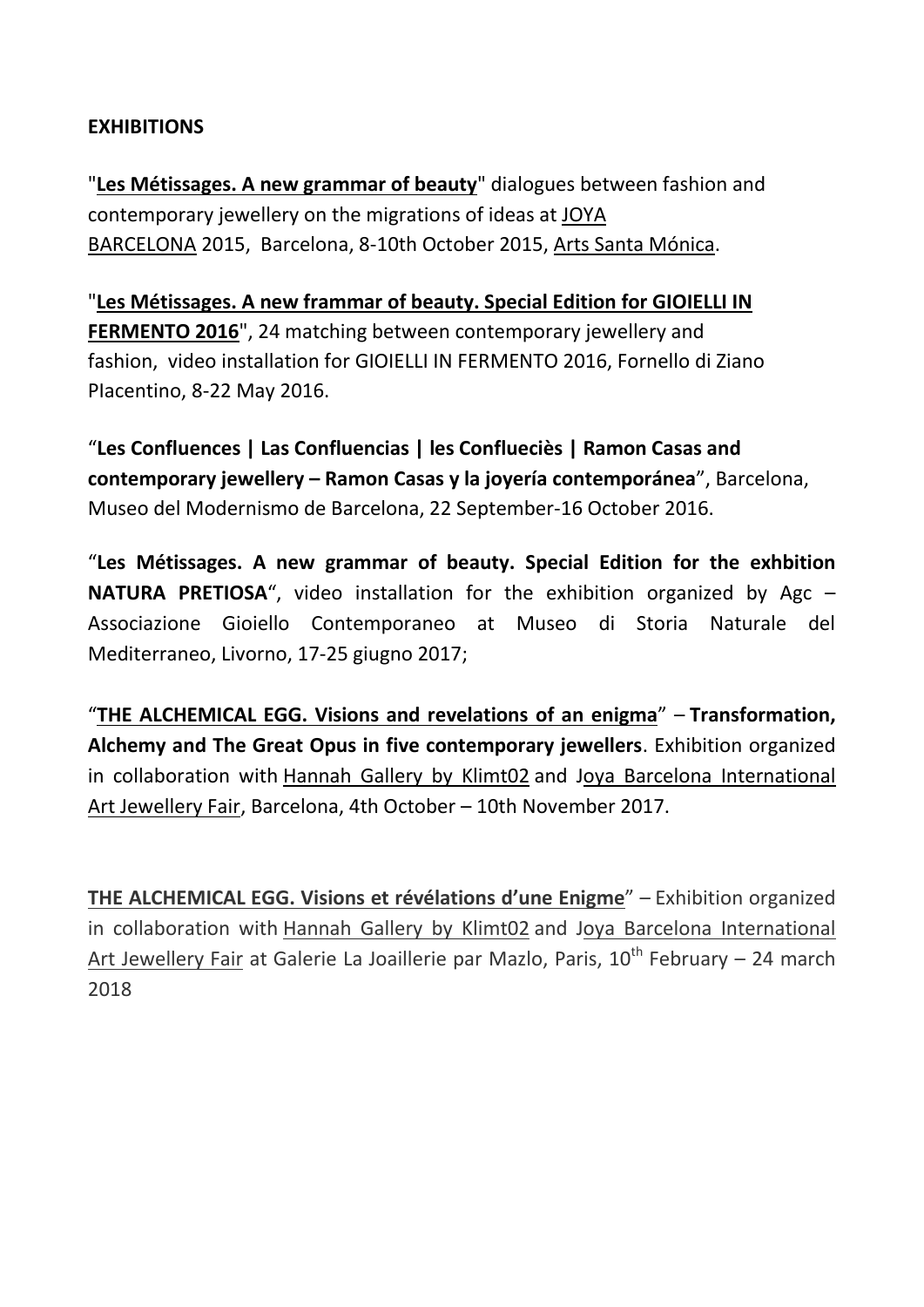**EXHIBITIONS**

"**Les Métissages. A new grammar of beauty**" dialogues between fashion and contemporary jewellery on the migrations of ideas at JOYA BARCELONA 2015, Barcelona, 8-10th October 2015, Arts Santa Mónica.

"**Les Métissages. A new frammar of beauty. Special Edition for GIOIELLI IN FERMENTO 2016**", 24 matching between contemporary jewellery and fashion, video installation for GIOIELLI IN FERMENTO 2016, Fornello di Ziano PIacentino, 8-22 May 2016.

"**Les Confluences | Las Confluencias | les Conflueciès | Ramon Casas and contemporary jewellery – Ramon Casas y la joyería contemporánea**", Barcelona, Museo del Modernismo de Barcelona, 22 September-16 October 2016.

"**Les Métissages. A new grammar of beauty. Special Edition for the exhbition NATURA PRETIOSA**", video installation for the exhibition organized by Agc – Associazione Gioiello Contemporaneo at Museo di Storia Naturale del Mediterraneo, Livorno, 17-25 giugno 2017;

"**THE ALCHEMICAL EGG. Visions and revelations of an enigma**" – **Transformation, Alchemy and The Great Opus in five contemporary jewellers**. Exhibition organized in collaboration with Hannah Gallery by Klimt02 and Joya Barcelona International Art Jewellery Fair, Barcelona, 4th October – 10th November 2017.

**THE ALCHEMICAL EGG. Visions et révélations d'une Enigme**" – Exhibition organized in collaboration with Hannah Gallery by Klimt02 and Joya Barcelona International Art Jewellery Fair at Galerie La Joaillerie par Mazlo, Paris, 10th February – 24 march 2018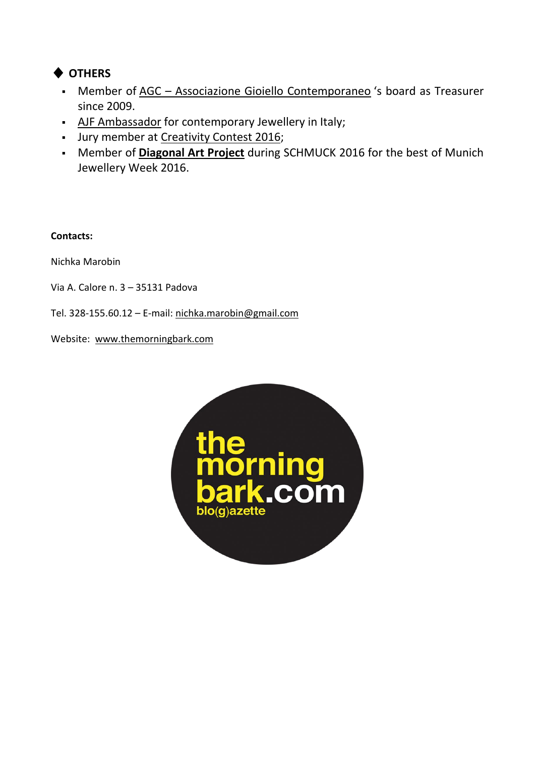## ◆ OTHERS

- Member of AGC – Associazione Gioiello Contemporaneo 's board as Treasurer since 2009.
- AJF Ambassador for contemporary Jewellery in Italy;
- Jury member at Creativity Contest 2016;
- Member of **Diagonal Art Project** during SCHMUCK 2016 for the best of Munich Jewellery Week 2016.

**Contacts:**

Nichka Marobin

Via A. Calore n. 3 – 35131 Padova

Tel. 328-155.60.12 – E-mail: nichka.marobin@gmail.com

Website: www.themorningbark.com

the morning bark.com blo(g)azette